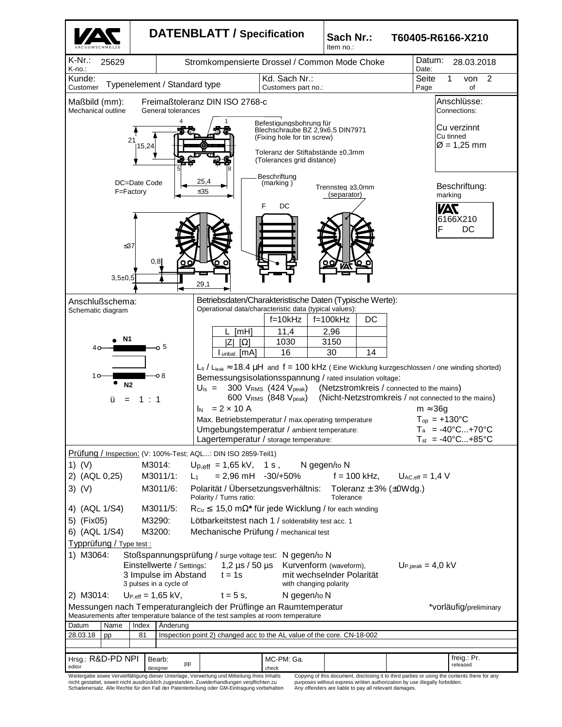# DATENBLATT / Specification

**Sach Nr.:** / Item no.: **T60405-R6166-X210**

| | | | |
|---|---|---|---|
| K-Nr.: / K-no.: 25629 | Stromkompensierte Drossel / Common Mode Choke | | Datum: / Date: 28.03.2018 |
| Kunde: / Customer: Typenelement / Standard type | Kd. Sach Nr.: / Customers part no.: | | Seite / Page 1 von / of 2 |

**Maßbild (mm):** / Mechanical outline — Freimaßtoleranz DIN ISO 2768-c / General tolerances

Befestigungsbohrung für Blechschraube BZ 2,9x6,5 DIN7971 (Fixing hole for tin screw)

Toleranz der Stiftabstände ±0,3mm (Tolerances grid distance)

Beschriftung (marking)

DC=Date Code
F=Factory

Trennsteg ≥3,0mm (separator)

21, 15,24, 25,4, ≤35, ≤37, 0,8, 3,5±0,5, 29,1, F, DC, 4, 1, 5, 8

**Anschlüsse:** / Connections:
Cu verzinnt / Cu tinned
Ø = 1,25 mm

**Beschriftung:** / marking
VAC
6166X210
F DC

**Anschlußschema:** / Schematic diagram

4 — N1 — 5
1 — N2 — 8
ü = 1 : 1

**Betriebsdaten/Charakteristische Daten (Typische Werte):** / Operational data/characteristic data (typical values):

| | f=10kHz | f=100kHz | DC |
|---|---|---|---|
| L [mH] | 11,4 | 2,96 | |
| \|Z\| [Ω] | 1030 | 3150 | |
| $I_{unbal.}$ [mA] | 16 | 30 | 14 |

$L_s$ / $L_{leak}$ ≈ 18.4 µH and f = 100 kHz ( Eine Wicklung kurzgeschlossen / one winding shorted)

Bemessungsisolationsspannung / rated insulation voltage:

$U_{is}$ = 300 $V_{RMS}$ (424 $V_{peak}$) (Netzstromkreis / connected to the mains)
600 $V_{RMS}$ (848 $V_{peak}$) (Nicht-Netzstromkreis / not connected to the mains)

$I_N$ = 2 × 10 A — m ≈ 36g

Max. Betriebstemperatur / max.operating temperature — $T_{op}$ = +130°C
Umgebungstemperatur / ambient temperature: — $T_a$ = -40°C...+70°C
Lagertemperatur / storage temperature: — $T_{st}$ = -40°C...+85°C

**Prüfung / Inspection:** (V: 100%-Test; AQL...: DIN ISO 2859-Teil1)

1) (V) M3014: $U_{p,eff}$ = 1,65 kV, 1 s , N gegen/to N
2) (AQL 0,25) M3011/1: $L_1$ = 2,96 mH -30/+50% f = 100 kHz, $U_{AC,eff}$ = 1,4 V
3) (V) M3011/6: Polarität / Übersetzungsverhältnis: / Polarity / Turns ratio: Toleranz ± 3% (±0Wdg.) / Tolerance
4) (AQL 1/S4) M3011/5: $R_{Cu}$ ≤ 15,0 mΩ* für jede Wicklung / for each winding
5) (Fix05) M3290: Lötbarkeitstest nach 1 / solderability test acc. 1
6) (AQL 1/S4) M3200: Mechanische Prüfung / mechanical test

**Typprüfung / Type test :**

1) M3064: Stoßspannungsprüfung / surge voltage test: N gegen/to N
Einstellwerte / Settings: 1,2 µs / 50 µs Kurvenform (waveform), $U_{P,peak}$ = 4,0 kV
3 Impulse im Abstand / 3 pulses in a cycle of t = 1s mit wechselnder Polarität / with changing polarity
2) M3014: $U_{P,eff}$ = 1,65 kV, t = 5 s, N gegen/to N

Messungen nach Temperaturangleich der Prüflinge an Raumtemperatur / Measurements after temperature balance of the test samples at room temperature — *vorläufig/preliminary

| Datum | Name | Index | Änderung |
|---|---|---|---|
| 28.03.18 | pp | 81 | Inspection point 2) changed acc to the AL value of the core. CN-18-002 |

| | | | |
|---|---|---|---|
| Hrsg.: R&D-PD NPI / editor | Bearb.: / designer pp | MC-PM: Ga. / check | freig.: Pr. / released |

Weitergabe sowie Vervielfältigung dieser Unterlage, Verwertung und Mitteilung ihres Inhalts nicht gestattet, soweit nicht ausdrücklich zugestanden. Zuwiderhandlungen verpflichten zu Schadenersatz. Alle Rechte für den Fall der Patenterteilung oder GM-Eintragung vorbehalten

Copying of this document, disclosing it to third parties or using the contents there for any purposes without express written authorization by use illegally forbidden. Any offenders are liable to pay all relevant damages.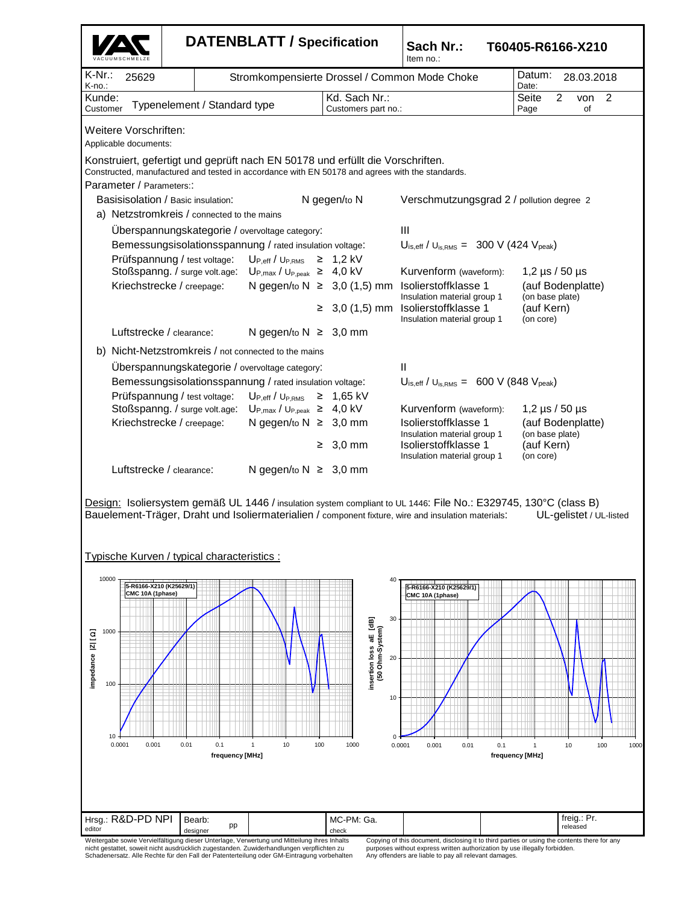**DATENBLATT / Specification**

Sach Nr.: / Item no.: **T60405-R6166-X210**

| | | | |
|---|---|---|---|
| K-Nr.: / K-no.: 25629 | Stromkompensierte Drossel / Common Mode Choke | | Datum: / Date: 28.03.2018 |
| Kunde: / Customer: Typenelement / Standard type | Kd. Sach Nr.: / Customers part no.: | | Seite / Page 2 von / of 2 |

Weitere Vorschriften:
Applicable documents:

Konstruiert, gefertigt und geprüft nach EN 50178 und erfüllt die Vorschriften.
Constructed, manufactured and tested in accordance with EN 50178 and agrees with the standards.

Parameter / Parameters::

Basisisolation / Basic insulation: N gegen/to N — Verschmutzungsgrad 2 / pollution degree 2

a) Netzstromkreis / connected to the mains

| | | |
|---|---|---|
| Überspannungskategorie / overvoltage category: | | III |
| Bemessungsisolationsspannung / rated insulation voltage: | | $U_{is,eff}$ / $U_{is,RMS}$ = 300 V (424 $V_{peak}$) |
| Prüfspannung / test voltage: | $U_{P,eff}$ / $U_{P,RMS}$ ≥ 1,2 kV | |
| Stoßspanng. / surge volt.age: | $U_{P,max}$ / $U_{P,peak}$ ≥ 4,0 kV | Kurvenform (waveform): 1,2 µs / 50 µs |
| Kriechstrecke / creepage: | N gegen/to N ≥ 3,0 (1,5) mm | Isolierstoffklasse 1 / Insulation material group 1 — (auf Bodenplatte) / (on base plate) |
| | ≥ 3,0 (1,5) mm | Isolierstoffklasse 1 / Insulation material group 1 — (auf Kern) / (on core) |
| Luftstrecke / clearance: | N gegen/to N ≥ 3,0 mm | |

b) Nicht-Netzstromkreis / not connected to the mains

| | | |
|---|---|---|
| Überspannungskategorie / overvoltage category: | | II |
| Bemessungsisolationsspannung / rated insulation voltage: | | $U_{is,eff}$ / $U_{is,RMS}$ = 600 V (848 $V_{peak}$) |
| Prüfspannung / test voltage: | $U_{P,eff}$ / $U_{P,RMS}$ ≥ 1,65 kV | |
| Stoßspanng. / surge volt.age: | $U_{P,max}$ / $U_{P,peak}$ ≥ 4,0 kV | Kurvenform (waveform): 1,2 µs / 50 µs |
| Kriechstrecke / creepage: | N gegen/to N ≥ 3,0 mm | Isolierstoffklasse 1 / Insulation material group 1 — (auf Bodenplatte) / (on base plate) |
| | ≥ 3,0 mm | Isolierstoffklasse 1 / Insulation material group 1 — (auf Kern) / (on core) |
| Luftstrecke / clearance: | N gegen/to N ≥ 3,0 mm | |

Design: Isoliersystem gemäß UL 1446 / insulation system compliant to UL 1446: File No.: E329745, 130°C (class B)
Bauelement-Träger, Draht und Isoliermaterialien / component fixture, wire and insulation materials: UL-gelistet / UL-listed

Typische Kurven / typical characteristics :

5-R6166-X210 (K25629/1)
CMC 10A (1phase)
impedance |Z| [Ω]
10000
1000
100
10
0.0001 0.001 0.01 0.1 1 10 100 1000
frequency [MHz]

5-R6166-X210 (K25629/1)
CMC 10A (1phase)
insertion loss aE [dB] (50 Ohm-System)
40
30
20
10
0
0.0001 0.001 0.01 0.1 1 10 100 1000
frequency [MHz]

| | | | | |
|---|---|---|---|---|
| Hrsg.: R&D-PD NPI / editor | Bearb.: / designer pp | MC-PM: Ga. / check | | freig.: Pr. / released |

Weitergabe sowie Vervielfältigung dieser Unterlage, Verwertung und Mitteilung ihres Inhalts nicht gestattet, soweit nicht ausdrücklich zugestanden. Zuwiderhandlungen verpflichten zu Schadenersatz. Alle Rechte für den Fall der Patenterteilung oder GM-Eintragung vorbehalten

Copying of this document, disclosing it to third parties or using the contents there for any purposes without express written authorization by use illegally forbidden. Any offenders are liable to pay all relevant damages.